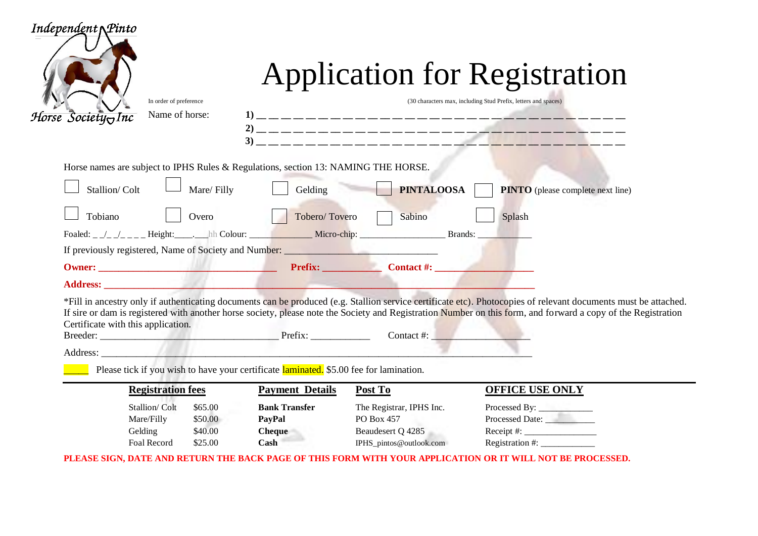Independent Pinto Horse Society Inc

# Application for Registration

In order of preference

(30 characters max, including Stud Prefix, letters and spaces)

Name of horse:

1) _ _ _ _ _ _ _ _ _ _ _ _ _ _ _ _ _ _ _ _ _ _ _ _ _ _ _ _ _ _
2) _ _ _ _ _ _ _ _ _ _ _ _ _ _ _ _ _ _ _ _ _ _ _ _ _ _ _ _ _ _
3) _ _ _ _ _ _ _ _ _ _ _ _ _ _ _ _ _ _ _ _ _ _ _ _ _ _ _ _ _ _

Horse names are subject to IPHS Rules & Regulations, section 13: NAMING THE HORSE.

☐ Stallion/ Colt ☐ Mare/ Filly ☐ Gelding ☐ **PINTALOOSA** ☐ **PINTO** (please complete next line)

☐ Tobiano ☐ Overo ☐ Tobero/ Tovero ☐ Sabino ☐ Splash

Foaled: _ _/_ _/_ _ _ _ Height:____.___hh Colour: ____________ Micro-chip: _________________ Brands: ___________

If previously registered, Name of Society and Number: ______________________________

**Owner: __________________________________ Prefix: ___________ Contact #: ___________________**

**Address: ______________________________________________________________________________**

*Fill in ancestry only if authenticating documents can be produced (e.g. Stallion service certificate etc). Photocopies of relevant documents must be attached. If sire or dam is registered with another horse society, please note the Society and Registration Number on this form, and forward a copy of the Registration Certificate with this application.

Breeder: __________________________________ Prefix: ___________ Contact #: ___________________

Address: ______________________________________________________________________________

_____ Please tick if you wish to have your certificate laminated. $5.00 fee for lamination.

| **Registration fees** | | **Payment Details** | **Post To** | **OFFICE USE ONLY** |
|---|---|---|---|---|
| Stallion/ Colt | $65.00 | **Bank Transfer** | The Registrar, IPHS Inc. | Processed By: ___________ |
| Mare/Filly | $50.00 | **PayPal** | PO Box 457 | Processed Date: ___________ |
| Gelding | $40.00 | **Cheque** | Beaudesert Q 4285 | Receipt #: _______________ |
| Foal Record | $25.00 | **Cash** | IPHS_pintos@outlook.com | Registration #: ___________ |

**PLEASE SIGN, DATE AND RETURN THE BACK PAGE OF THIS FORM WITH YOUR APPLICATION OR IT WILL NOT BE PROCESSED.**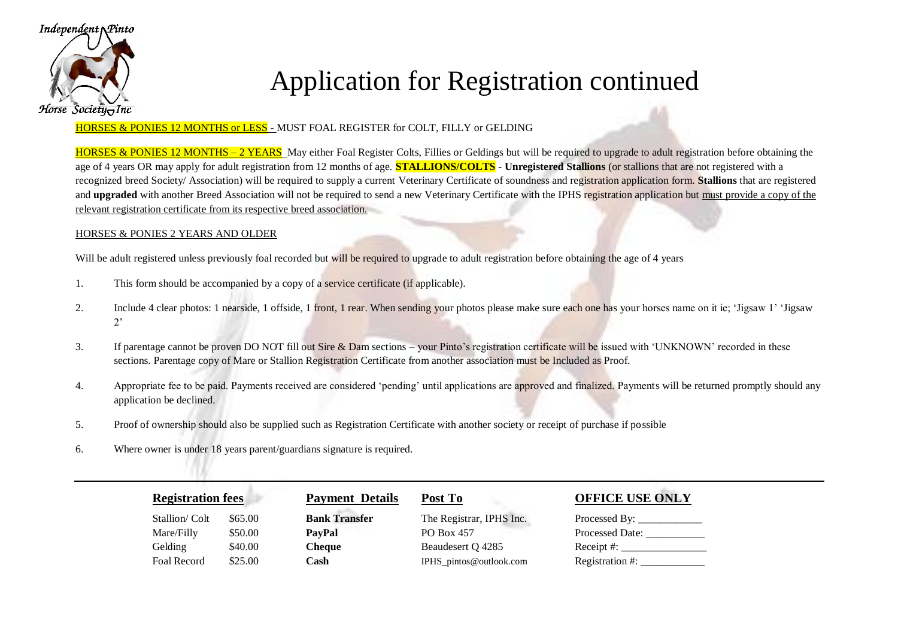Independent Pinto Horse Society Inc

# Application for Registration continued

HORSES & PONIES 12 MONTHS or LESS - MUST FOAL REGISTER for COLT, FILLY or GELDING

HORSES & PONIES 12 MONTHS – 2 YEARS May either Foal Register Colts, Fillies or Geldings but will be required to upgrade to adult registration before obtaining the age of 4 years OR may apply for adult registration from 12 months of age. **STALLIONS/COLTS** - **Unregistered Stallions** (or stallions that are not registered with a recognized breed Society/ Association) will be required to supply a current Veterinary Certificate of soundness and registration application form. **Stallions** that are registered and **upgraded** with another Breed Association will not be required to send a new Veterinary Certificate with the IPHS registration application but must provide a copy of the relevant registration certificate from its respective breed association.

HORSES & PONIES 2 YEARS AND OLDER

Will be adult registered unless previously foal recorded but will be required to upgrade to adult registration before obtaining the age of 4 years

1. This form should be accompanied by a copy of a service certificate (if applicable).
2. Include 4 clear photos: 1 nearside, 1 offside, 1 front, 1 rear. When sending your photos please make sure each one has your horses name on it ie; 'Jigsaw 1' 'Jigsaw 2'
3. If parentage cannot be proven DO NOT fill out Sire & Dam sections – your Pinto's registration certificate will be issued with 'UNKNOWN' recorded in these sections. Parentage copy of Mare or Stallion Registration Certificate from another association must be Included as Proof.
4. Appropriate fee to be paid. Payments received are considered 'pending' until applications are approved and finalized. Payments will be returned promptly should any application be declined.
5. Proof of ownership should also be supplied such as Registration Certificate with another society or receipt of purchase if possible
6. Where owner is under 18 years parent/guardians signature is required.

---

| **Registration fees** | | **Payment Details** | **Post To** | **OFFICE USE ONLY** |
|---|---|---|---|---|
| Stallion/ Colt | $65.00 | **Bank Transfer** | The Registrar, IPHS Inc. | Processed By: ____________ |
| Mare/Filly | $50.00 | **PayPal** | PO Box 457 | Processed Date: ___________ |
| Gelding | $40.00 | **Cheque** | Beaudesert Q 4285 | Receipt #: ________________ |
| Foal Record | $25.00 | **Cash** | IPHS_pintos@outlook.com | Registration #: ____________ |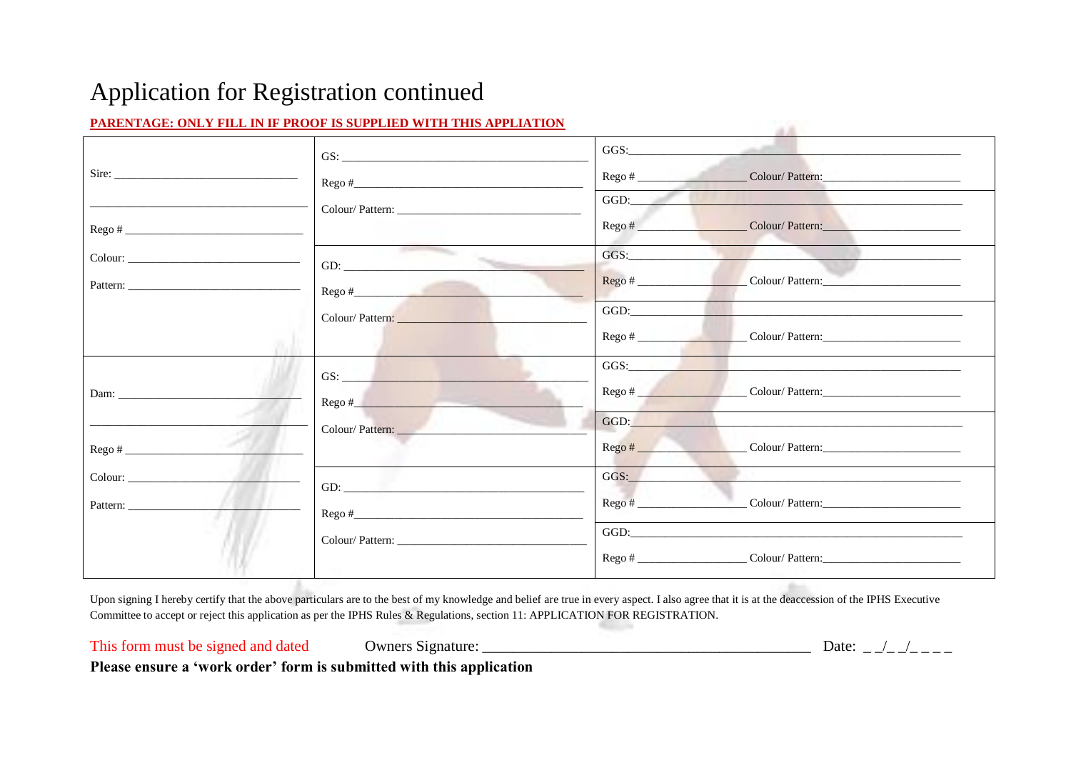# Application for Registration continued

**PARENTAGE: ONLY FILL IN IF PROOF IS SUPPLIED WITH THIS APPLIATION**

| | | |
|---|---|---|
| Sire: ______________________________ ________________________________ Rego # _____________________________ Colour: ____________________________ Pattern: ____________________________ | GS: ________________________________ Rego #______________________________ Colour/ Pattern: ______________________ | GGS:______________________________________ Rego # ______________ Colour/ Pattern:____________________ |
| | | GGD:______________________________________ Rego # ______________ Colour/ Pattern:____________________ |
| | GD: ________________________________ Rego #______________________________ Colour/ Pattern: ______________________ | GGS:______________________________________ Rego # ______________ Colour/ Pattern:____________________ |
| | | GGD:______________________________________ Rego # ______________ Colour/ Pattern:____________________ |
| Dam: ______________________________ ________________________________ Rego # _____________________________ Colour: ____________________________ Pattern: ____________________________ | GS: ________________________________ Rego #______________________________ Colour/ Pattern: ______________________ | GGS:______________________________________ Rego # ______________ Colour/ Pattern:____________________ |
| | | GGD:______________________________________ Rego # ______________ Colour/ Pattern:____________________ |
| | GD: ________________________________ Rego #______________________________ Colour/ Pattern: ______________________ | GGS:______________________________________ Rego # ______________ Colour/ Pattern:____________________ |
| | | GGD:______________________________________ Rego # ______________ Colour/ Pattern:____________________ |

Upon signing I hereby certify that the above particulars are to the best of my knowledge and belief are true in every aspect. I also agree that it is at the deaccession of the IPHS Executive Committee to accept or reject this application as per the IPHS Rules & Regulations, section 11: APPLICATION FOR REGISTRATION.

This form must be signed and dated Owners Signature: ________________________________________ Date: _ _/_ _/_ _ _ _

**Please ensure a 'work order' form is submitted with this application**